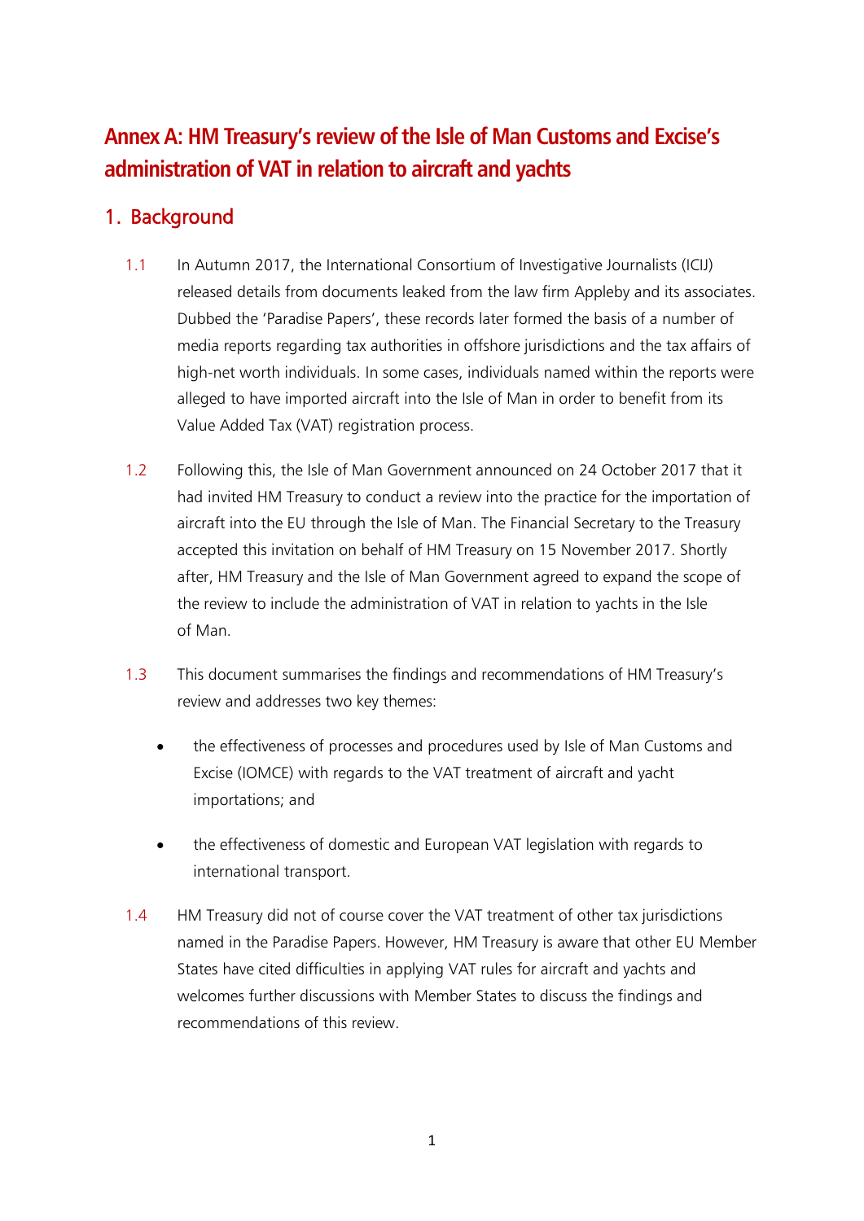# Annex A: HM Treasury's review of the Isle of Man Customs and Excise's administration of VAT in relation to aircraft and yachts

## 1. Background

1.1 In Autumn 2017, the International Consortium of Investigative Journalists (ICIJ) released details from documents leaked from the law firm Appleby and its associates. Dubbed the 'Paradise Papers', these records later formed the basis of a number of media reports regarding tax authorities in offshore jurisdictions and the tax affairs of high-net worth individuals. In some cases, individuals named within the reports were alleged to have imported aircraft into the Isle of Man in order to benefit from its Value Added Tax (VAT) registration process.

1.2 Following this, the Isle of Man Government announced on 24 October 2017 that it had invited HM Treasury to conduct a review into the practice for the importation of aircraft into the EU through the Isle of Man. The Financial Secretary to the Treasury accepted this invitation on behalf of HM Treasury on 15 November 2017. Shortly after, HM Treasury and the Isle of Man Government agreed to expand the scope of the review to include the administration of VAT in relation to yachts in the Isle of Man.

1.3 This document summarises the findings and recommendations of HM Treasury's review and addresses two key themes:

- the effectiveness of processes and procedures used by Isle of Man Customs and Excise (IOMCE) with regards to the VAT treatment of aircraft and yacht importations; and
- the effectiveness of domestic and European VAT legislation with regards to international transport.

1.4 HM Treasury did not of course cover the VAT treatment of other tax jurisdictions named in the Paradise Papers. However, HM Treasury is aware that other EU Member States have cited difficulties in applying VAT rules for aircraft and yachts and welcomes further discussions with Member States to discuss the findings and recommendations of this review.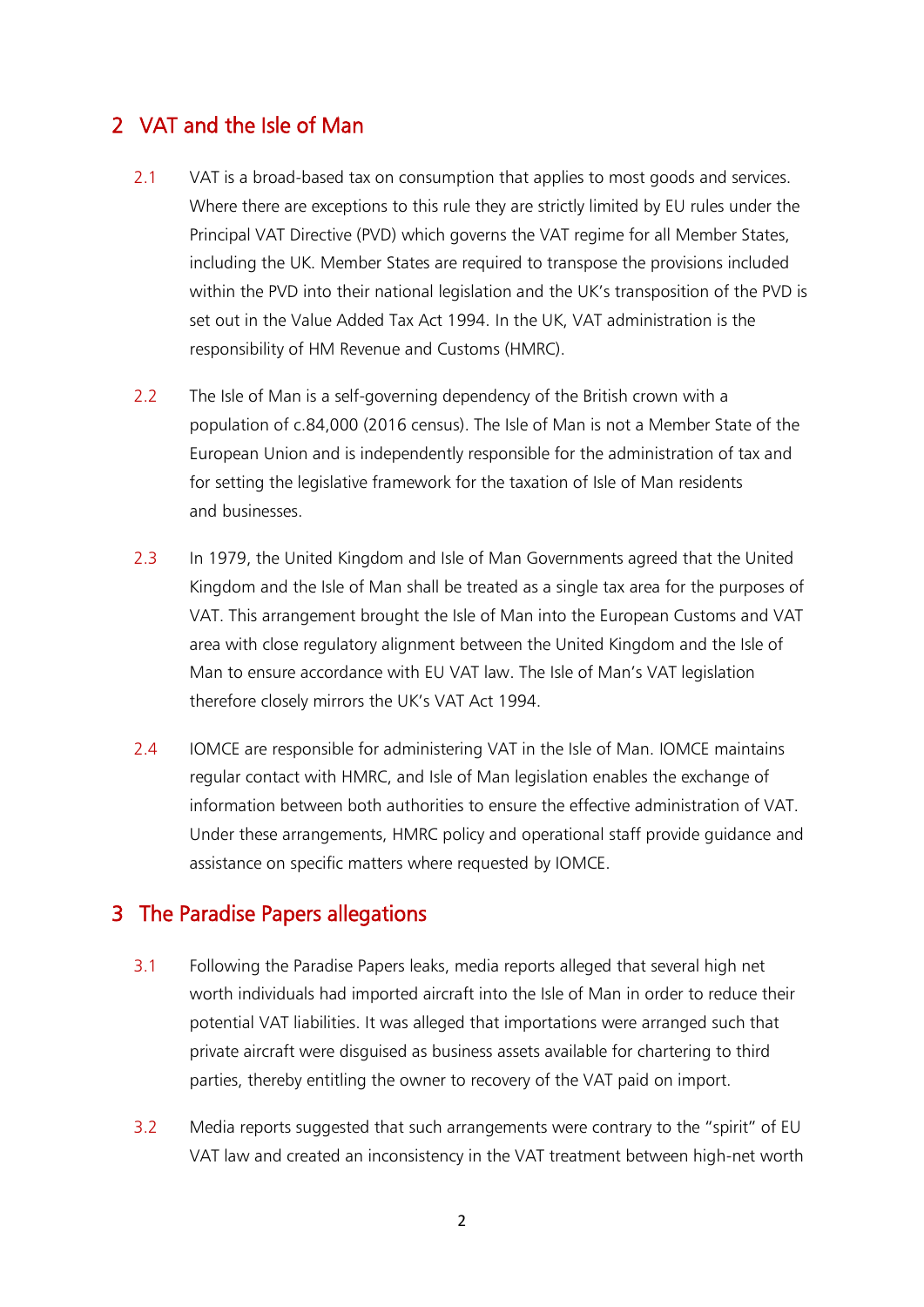## 2 VAT and the Isle of Man

2.1 VAT is a broad-based tax on consumption that applies to most goods and services. Where there are exceptions to this rule they are strictly limited by EU rules under the Principal VAT Directive (PVD) which governs the VAT regime for all Member States, including the UK. Member States are required to transpose the provisions included within the PVD into their national legislation and the UK's transposition of the PVD is set out in the Value Added Tax Act 1994. In the UK, VAT administration is the responsibility of HM Revenue and Customs (HMRC).

2.2 The Isle of Man is a self-governing dependency of the British crown with a population of c.84,000 (2016 census). The Isle of Man is not a Member State of the European Union and is independently responsible for the administration of tax and for setting the legislative framework for the taxation of Isle of Man residents and businesses.

2.3 In 1979, the United Kingdom and Isle of Man Governments agreed that the United Kingdom and the Isle of Man shall be treated as a single tax area for the purposes of VAT. This arrangement brought the Isle of Man into the European Customs and VAT area with close regulatory alignment between the United Kingdom and the Isle of Man to ensure accordance with EU VAT law. The Isle of Man's VAT legislation therefore closely mirrors the UK's VAT Act 1994.

2.4 IOMCE are responsible for administering VAT in the Isle of Man. IOMCE maintains regular contact with HMRC, and Isle of Man legislation enables the exchange of information between both authorities to ensure the effective administration of VAT. Under these arrangements, HMRC policy and operational staff provide guidance and assistance on specific matters where requested by IOMCE.

## 3 The Paradise Papers allegations

3.1 Following the Paradise Papers leaks, media reports alleged that several high net worth individuals had imported aircraft into the Isle of Man in order to reduce their potential VAT liabilities. It was alleged that importations were arranged such that private aircraft were disguised as business assets available for chartering to third parties, thereby entitling the owner to recovery of the VAT paid on import.

3.2 Media reports suggested that such arrangements were contrary to the "spirit" of EU VAT law and created an inconsistency in the VAT treatment between high-net worth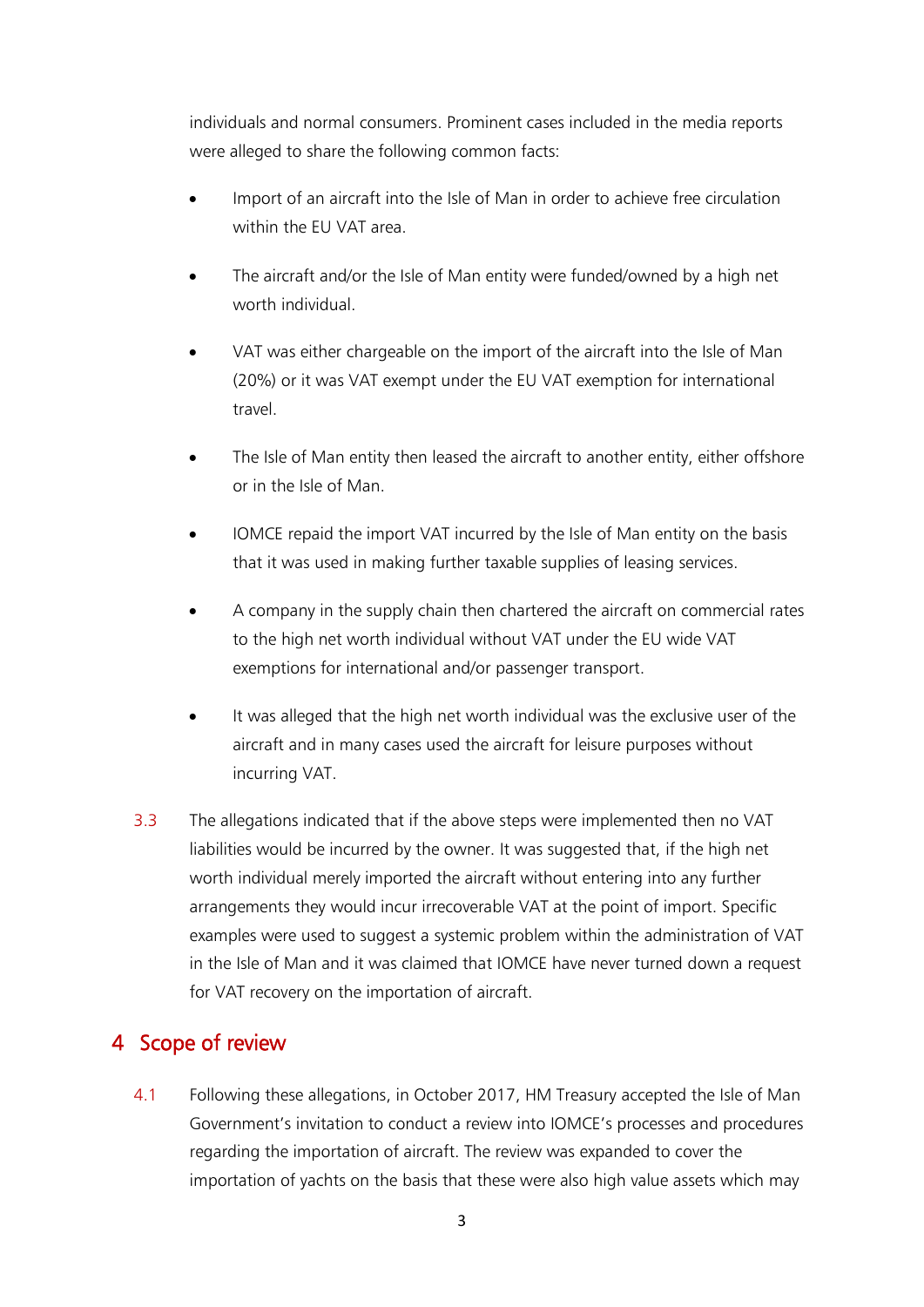individuals and normal consumers. Prominent cases included in the media reports were alleged to share the following common facts:

- Import of an aircraft into the Isle of Man in order to achieve free circulation within the EU VAT area.
- The aircraft and/or the Isle of Man entity were funded/owned by a high net worth individual.
- VAT was either chargeable on the import of the aircraft into the Isle of Man (20%) or it was VAT exempt under the EU VAT exemption for international travel.
- The Isle of Man entity then leased the aircraft to another entity, either offshore or in the Isle of Man.
- IOMCE repaid the import VAT incurred by the Isle of Man entity on the basis that it was used in making further taxable supplies of leasing services.
- A company in the supply chain then chartered the aircraft on commercial rates to the high net worth individual without VAT under the EU wide VAT exemptions for international and/or passenger transport.
- It was alleged that the high net worth individual was the exclusive user of the aircraft and in many cases used the aircraft for leisure purposes without incurring VAT.

3.3 The allegations indicated that if the above steps were implemented then no VAT liabilities would be incurred by the owner. It was suggested that, if the high net worth individual merely imported the aircraft without entering into any further arrangements they would incur irrecoverable VAT at the point of import. Specific examples were used to suggest a systemic problem within the administration of VAT in the Isle of Man and it was claimed that IOMCE have never turned down a request for VAT recovery on the importation of aircraft.

## 4 Scope of review

4.1 Following these allegations, in October 2017, HM Treasury accepted the Isle of Man Government's invitation to conduct a review into IOMCE's processes and procedures regarding the importation of aircraft. The review was expanded to cover the importation of yachts on the basis that these were also high value assets which may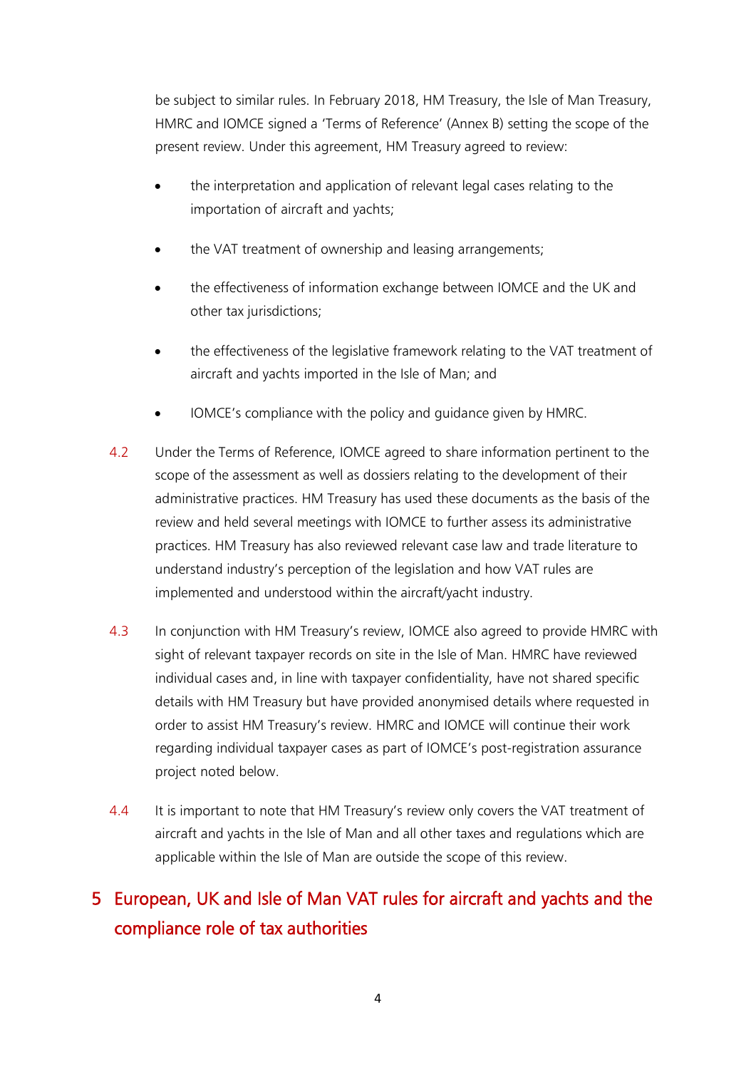be subject to similar rules. In February 2018, HM Treasury, the Isle of Man Treasury, HMRC and IOMCE signed a 'Terms of Reference' (Annex B) setting the scope of the present review. Under this agreement, HM Treasury agreed to review:

- the interpretation and application of relevant legal cases relating to the importation of aircraft and yachts;
- the VAT treatment of ownership and leasing arrangements;
- the effectiveness of information exchange between IOMCE and the UK and other tax jurisdictions;
- the effectiveness of the legislative framework relating to the VAT treatment of aircraft and yachts imported in the Isle of Man; and
- IOMCE's compliance with the policy and guidance given by HMRC.

4.2 Under the Terms of Reference, IOMCE agreed to share information pertinent to the scope of the assessment as well as dossiers relating to the development of their administrative practices. HM Treasury has used these documents as the basis of the review and held several meetings with IOMCE to further assess its administrative practices. HM Treasury has also reviewed relevant case law and trade literature to understand industry's perception of the legislation and how VAT rules are implemented and understood within the aircraft/yacht industry.

4.3 In conjunction with HM Treasury's review, IOMCE also agreed to provide HMRC with sight of relevant taxpayer records on site in the Isle of Man. HMRC have reviewed individual cases and, in line with taxpayer confidentiality, have not shared specific details with HM Treasury but have provided anonymised details where requested in order to assist HM Treasury's review. HMRC and IOMCE will continue their work regarding individual taxpayer cases as part of IOMCE's post-registration assurance project noted below.

4.4 It is important to note that HM Treasury's review only covers the VAT treatment of aircraft and yachts in the Isle of Man and all other taxes and regulations which are applicable within the Isle of Man are outside the scope of this review.

# 5 European, UK and Isle of Man VAT rules for aircraft and yachts and the compliance role of tax authorities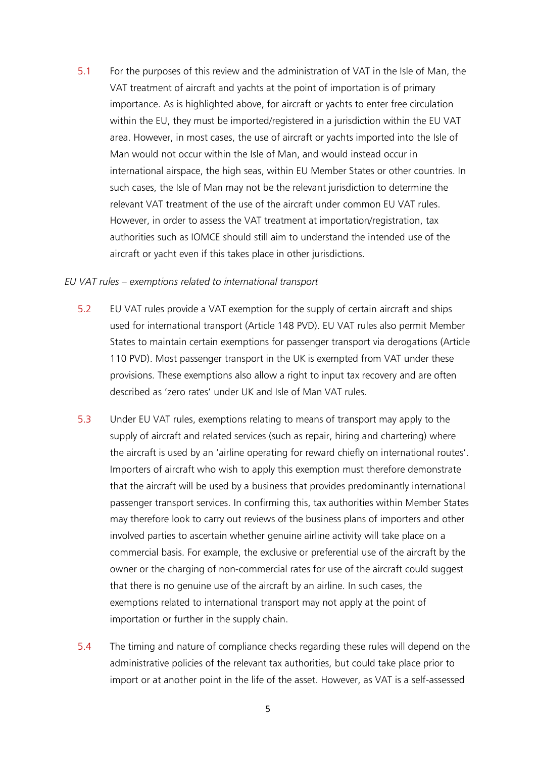5.1 For the purposes of this review and the administration of VAT in the Isle of Man, the VAT treatment of aircraft and yachts at the point of importation is of primary importance. As is highlighted above, for aircraft or yachts to enter free circulation within the EU, they must be imported/registered in a jurisdiction within the EU VAT area. However, in most cases, the use of aircraft or yachts imported into the Isle of Man would not occur within the Isle of Man, and would instead occur in international airspace, the high seas, within EU Member States or other countries. In such cases, the Isle of Man may not be the relevant jurisdiction to determine the relevant VAT treatment of the use of the aircraft under common EU VAT rules. However, in order to assess the VAT treatment at importation/registration, tax authorities such as IOMCE should still aim to understand the intended use of the aircraft or yacht even if this takes place in other jurisdictions.

*EU VAT rules – exemptions related to international transport*

5.2 EU VAT rules provide a VAT exemption for the supply of certain aircraft and ships used for international transport (Article 148 PVD). EU VAT rules also permit Member States to maintain certain exemptions for passenger transport via derogations (Article 110 PVD). Most passenger transport in the UK is exempted from VAT under these provisions. These exemptions also allow a right to input tax recovery and are often described as 'zero rates' under UK and Isle of Man VAT rules.

5.3 Under EU VAT rules, exemptions relating to means of transport may apply to the supply of aircraft and related services (such as repair, hiring and chartering) where the aircraft is used by an 'airline operating for reward chiefly on international routes'. Importers of aircraft who wish to apply this exemption must therefore demonstrate that the aircraft will be used by a business that provides predominantly international passenger transport services. In confirming this, tax authorities within Member States may therefore look to carry out reviews of the business plans of importers and other involved parties to ascertain whether genuine airline activity will take place on a commercial basis. For example, the exclusive or preferential use of the aircraft by the owner or the charging of non-commercial rates for use of the aircraft could suggest that there is no genuine use of the aircraft by an airline. In such cases, the exemptions related to international transport may not apply at the point of importation or further in the supply chain.

5.4 The timing and nature of compliance checks regarding these rules will depend on the administrative policies of the relevant tax authorities, but could take place prior to import or at another point in the life of the asset. However, as VAT is a self-assessed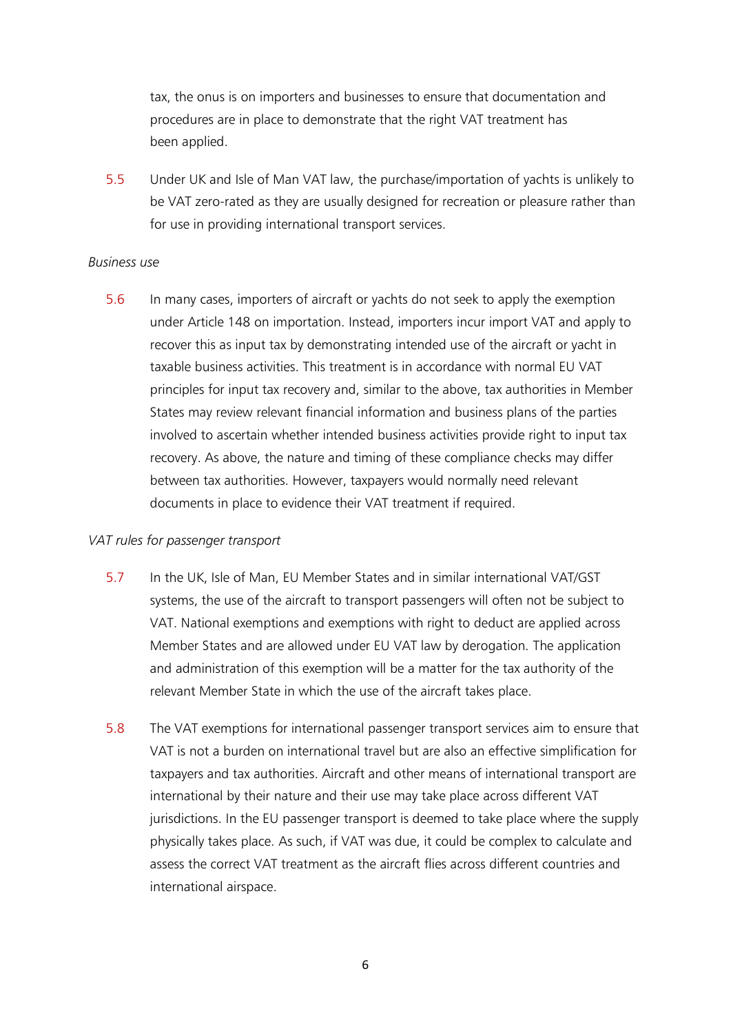tax, the onus is on importers and businesses to ensure that documentation and procedures are in place to demonstrate that the right VAT treatment has been applied.

5.5 Under UK and Isle of Man VAT law, the purchase/importation of yachts is unlikely to be VAT zero-rated as they are usually designed for recreation or pleasure rather than for use in providing international transport services.

*Business use*

5.6 In many cases, importers of aircraft or yachts do not seek to apply the exemption under Article 148 on importation. Instead, importers incur import VAT and apply to recover this as input tax by demonstrating intended use of the aircraft or yacht in taxable business activities. This treatment is in accordance with normal EU VAT principles for input tax recovery and, similar to the above, tax authorities in Member States may review relevant financial information and business plans of the parties involved to ascertain whether intended business activities provide right to input tax recovery. As above, the nature and timing of these compliance checks may differ between tax authorities. However, taxpayers would normally need relevant documents in place to evidence their VAT treatment if required.

*VAT rules for passenger transport*

5.7 In the UK, Isle of Man, EU Member States and in similar international VAT/GST systems, the use of the aircraft to transport passengers will often not be subject to VAT. National exemptions and exemptions with right to deduct are applied across Member States and are allowed under EU VAT law by derogation. The application and administration of this exemption will be a matter for the tax authority of the relevant Member State in which the use of the aircraft takes place.

5.8 The VAT exemptions for international passenger transport services aim to ensure that VAT is not a burden on international travel but are also an effective simplification for taxpayers and tax authorities. Aircraft and other means of international transport are international by their nature and their use may take place across different VAT jurisdictions. In the EU passenger transport is deemed to take place where the supply physically takes place. As such, if VAT was due, it could be complex to calculate and assess the correct VAT treatment as the aircraft flies across different countries and international airspace.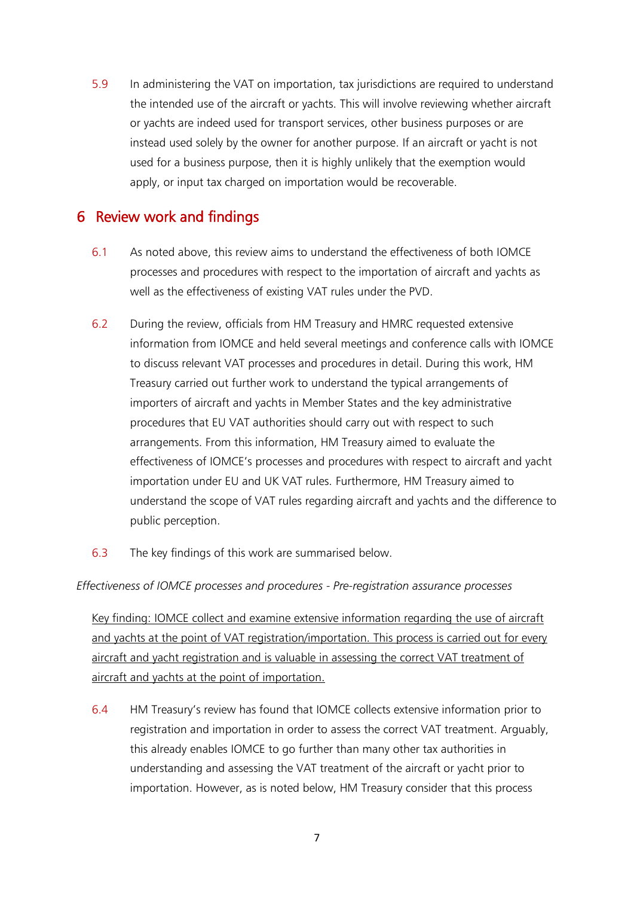5.9 In administering the VAT on importation, tax jurisdictions are required to understand the intended use of the aircraft or yachts. This will involve reviewing whether aircraft or yachts are indeed used for transport services, other business purposes or are instead used solely by the owner for another purpose. If an aircraft or yacht is not used for a business purpose, then it is highly unlikely that the exemption would apply, or input tax charged on importation would be recoverable.

# 6 Review work and findings

6.1 As noted above, this review aims to understand the effectiveness of both IOMCE processes and procedures with respect to the importation of aircraft and yachts as well as the effectiveness of existing VAT rules under the PVD.

6.2 During the review, officials from HM Treasury and HMRC requested extensive information from IOMCE and held several meetings and conference calls with IOMCE to discuss relevant VAT processes and procedures in detail. During this work, HM Treasury carried out further work to understand the typical arrangements of importers of aircraft and yachts in Member States and the key administrative procedures that EU VAT authorities should carry out with respect to such arrangements. From this information, HM Treasury aimed to evaluate the effectiveness of IOMCE's processes and procedures with respect to aircraft and yacht importation under EU and UK VAT rules. Furthermore, HM Treasury aimed to understand the scope of VAT rules regarding aircraft and yachts and the difference to public perception.

6.3 The key findings of this work are summarised below.

*Effectiveness of IOMCE processes and procedures - Pre-registration assurance processes*

<u>Key finding: IOMCE collect and examine extensive information regarding the use of aircraft and yachts at the point of VAT registration/importation. This process is carried out for every aircraft and yacht registration and is valuable in assessing the correct VAT treatment of aircraft and yachts at the point of importation.</u>

6.4 HM Treasury's review has found that IOMCE collects extensive information prior to registration and importation in order to assess the correct VAT treatment. Arguably, this already enables IOMCE to go further than many other tax authorities in understanding and assessing the VAT treatment of the aircraft or yacht prior to importation. However, as is noted below, HM Treasury consider that this process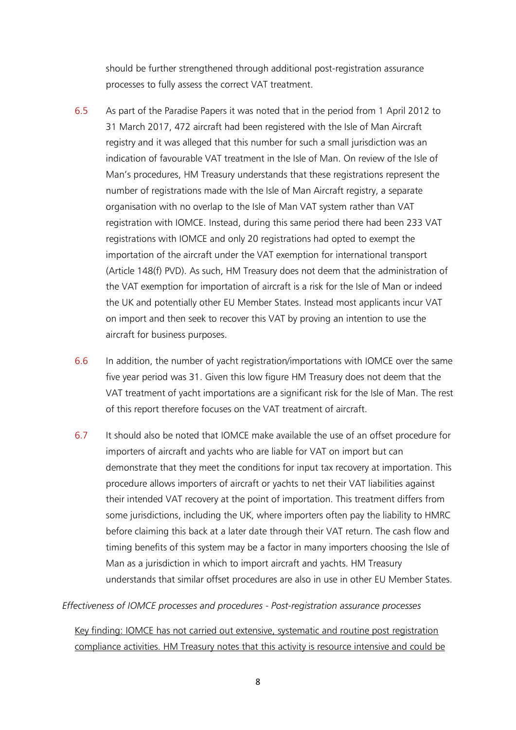should be further strengthened through additional post-registration assurance processes to fully assess the correct VAT treatment.

6.5 As part of the Paradise Papers it was noted that in the period from 1 April 2012 to 31 March 2017, 472 aircraft had been registered with the Isle of Man Aircraft registry and it was alleged that this number for such a small jurisdiction was an indication of favourable VAT treatment in the Isle of Man. On review of the Isle of Man's procedures, HM Treasury understands that these registrations represent the number of registrations made with the Isle of Man Aircraft registry, a separate organisation with no overlap to the Isle of Man VAT system rather than VAT registration with IOMCE. Instead, during this same period there had been 233 VAT registrations with IOMCE and only 20 registrations had opted to exempt the importation of the aircraft under the VAT exemption for international transport (Article 148(f) PVD). As such, HM Treasury does not deem that the administration of the VAT exemption for importation of aircraft is a risk for the Isle of Man or indeed the UK and potentially other EU Member States. Instead most applicants incur VAT on import and then seek to recover this VAT by proving an intention to use the aircraft for business purposes.

6.6 In addition, the number of yacht registration/importations with IOMCE over the same five year period was 31. Given this low figure HM Treasury does not deem that the VAT treatment of yacht importations are a significant risk for the Isle of Man. The rest of this report therefore focuses on the VAT treatment of aircraft.

6.7 It should also be noted that IOMCE make available the use of an offset procedure for importers of aircraft and yachts who are liable for VAT on import but can demonstrate that they meet the conditions for input tax recovery at importation. This procedure allows importers of aircraft or yachts to net their VAT liabilities against their intended VAT recovery at the point of importation. This treatment differs from some jurisdictions, including the UK, where importers often pay the liability to HMRC before claiming this back at a later date through their VAT return. The cash flow and timing benefits of this system may be a factor in many importers choosing the Isle of Man as a jurisdiction in which to import aircraft and yachts. HM Treasury understands that similar offset procedures are also in use in other EU Member States.

*Effectiveness of IOMCE processes and procedures - Post-registration assurance processes*

<u>Key finding: IOMCE has not carried out extensive, systematic and routine post registration compliance activities. HM Treasury notes that this activity is resource intensive and could be</u>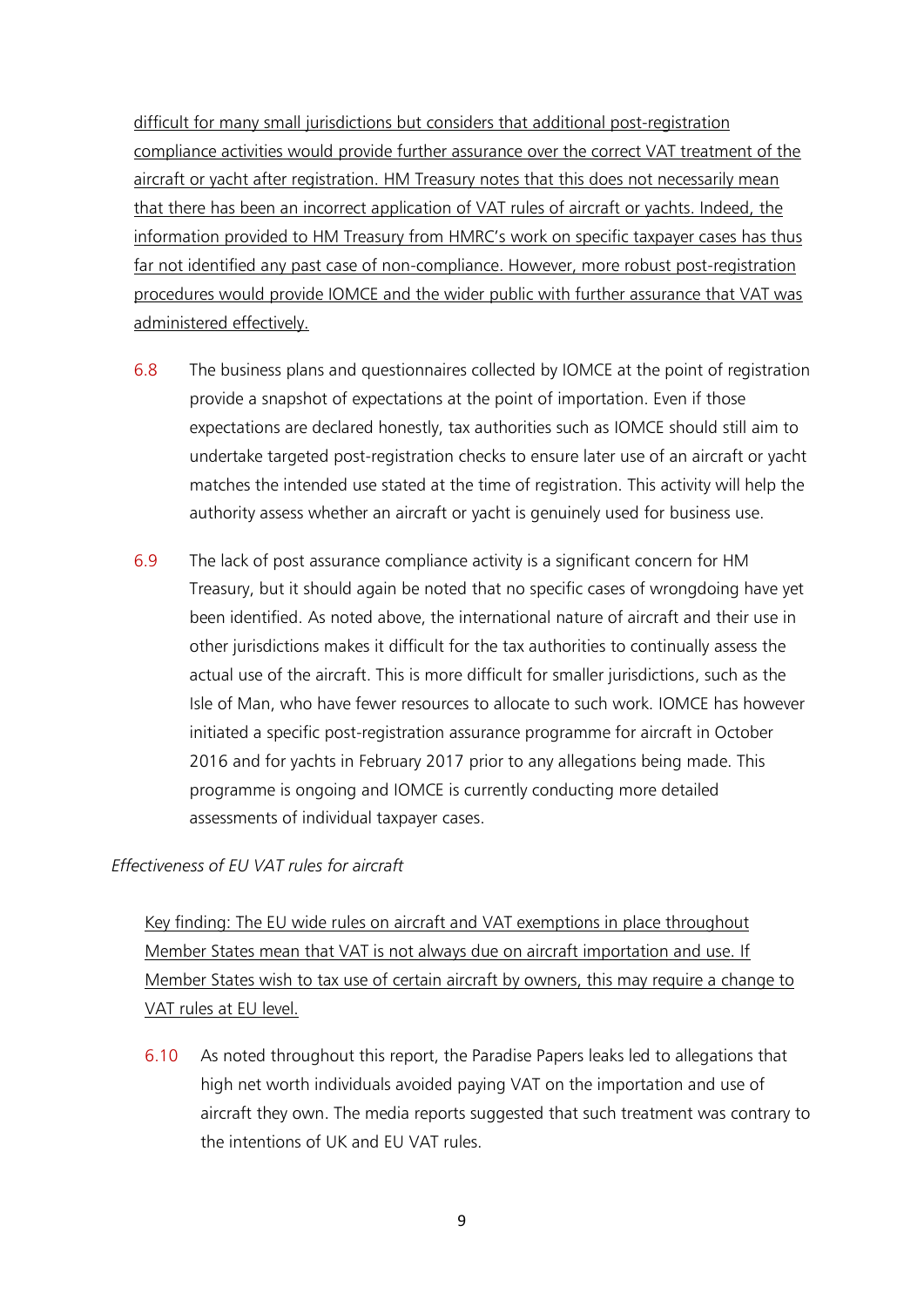difficult for many small jurisdictions but considers that additional post-registration compliance activities would provide further assurance over the correct VAT treatment of the aircraft or yacht after registration. HM Treasury notes that this does not necessarily mean that there has been an incorrect application of VAT rules of aircraft or yachts. Indeed, the information provided to HM Treasury from HMRC's work on specific taxpayer cases has thus far not identified any past case of non-compliance. However, more robust post-registration procedures would provide IOMCE and the wider public with further assurance that VAT was administered effectively.

6.8 The business plans and questionnaires collected by IOMCE at the point of registration provide a snapshot of expectations at the point of importation. Even if those expectations are declared honestly, tax authorities such as IOMCE should still aim to undertake targeted post-registration checks to ensure later use of an aircraft or yacht matches the intended use stated at the time of registration. This activity will help the authority assess whether an aircraft or yacht is genuinely used for business use.

6.9 The lack of post assurance compliance activity is a significant concern for HM Treasury, but it should again be noted that no specific cases of wrongdoing have yet been identified. As noted above, the international nature of aircraft and their use in other jurisdictions makes it difficult for the tax authorities to continually assess the actual use of the aircraft. This is more difficult for smaller jurisdictions, such as the Isle of Man, who have fewer resources to allocate to such work. IOMCE has however initiated a specific post-registration assurance programme for aircraft in October 2016 and for yachts in February 2017 prior to any allegations being made. This programme is ongoing and IOMCE is currently conducting more detailed assessments of individual taxpayer cases.

*Effectiveness of EU VAT rules for aircraft*

Key finding: The EU wide rules on aircraft and VAT exemptions in place throughout Member States mean that VAT is not always due on aircraft importation and use. If Member States wish to tax use of certain aircraft by owners, this may require a change to VAT rules at EU level.

6.10 As noted throughout this report, the Paradise Papers leaks led to allegations that high net worth individuals avoided paying VAT on the importation and use of aircraft they own. The media reports suggested that such treatment was contrary to the intentions of UK and EU VAT rules.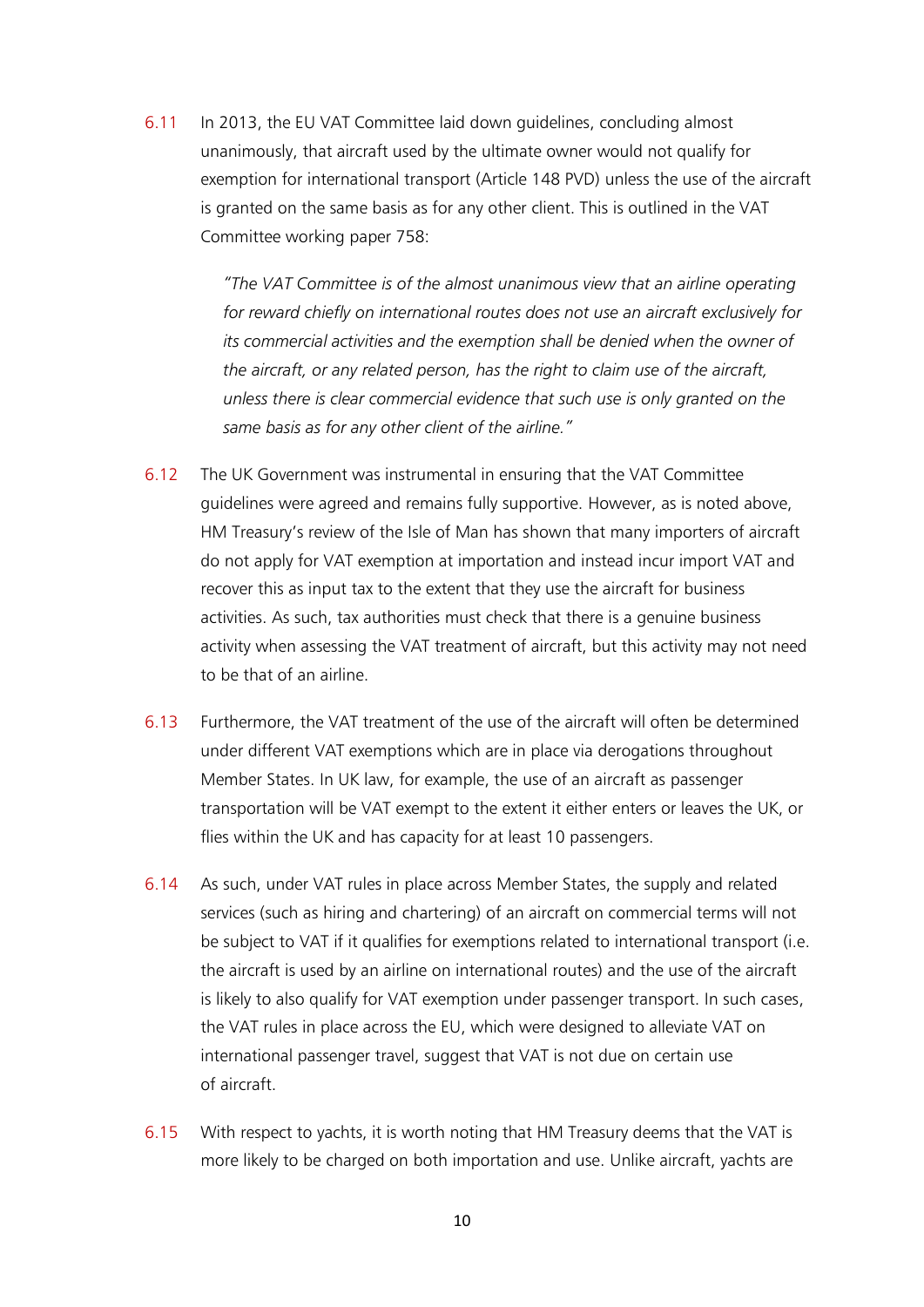6.11 In 2013, the EU VAT Committee laid down guidelines, concluding almost unanimously, that aircraft used by the ultimate owner would not qualify for exemption for international transport (Article 148 PVD) unless the use of the aircraft is granted on the same basis as for any other client. This is outlined in the VAT Committee working paper 758:

> *"The VAT Committee is of the almost unanimous view that an airline operating for reward chiefly on international routes does not use an aircraft exclusively for its commercial activities and the exemption shall be denied when the owner of the aircraft, or any related person, has the right to claim use of the aircraft, unless there is clear commercial evidence that such use is only granted on the same basis as for any other client of the airline."*

6.12 The UK Government was instrumental in ensuring that the VAT Committee guidelines were agreed and remains fully supportive. However, as is noted above, HM Treasury's review of the Isle of Man has shown that many importers of aircraft do not apply for VAT exemption at importation and instead incur import VAT and recover this as input tax to the extent that they use the aircraft for business activities. As such, tax authorities must check that there is a genuine business activity when assessing the VAT treatment of aircraft, but this activity may not need to be that of an airline.

6.13 Furthermore, the VAT treatment of the use of the aircraft will often be determined under different VAT exemptions which are in place via derogations throughout Member States. In UK law, for example, the use of an aircraft as passenger transportation will be VAT exempt to the extent it either enters or leaves the UK, or flies within the UK and has capacity for at least 10 passengers.

6.14 As such, under VAT rules in place across Member States, the supply and related services (such as hiring and chartering) of an aircraft on commercial terms will not be subject to VAT if it qualifies for exemptions related to international transport (i.e. the aircraft is used by an airline on international routes) and the use of the aircraft is likely to also qualify for VAT exemption under passenger transport. In such cases, the VAT rules in place across the EU, which were designed to alleviate VAT on international passenger travel, suggest that VAT is not due on certain use of aircraft.

6.15 With respect to yachts, it is worth noting that HM Treasury deems that the VAT is more likely to be charged on both importation and use. Unlike aircraft, yachts are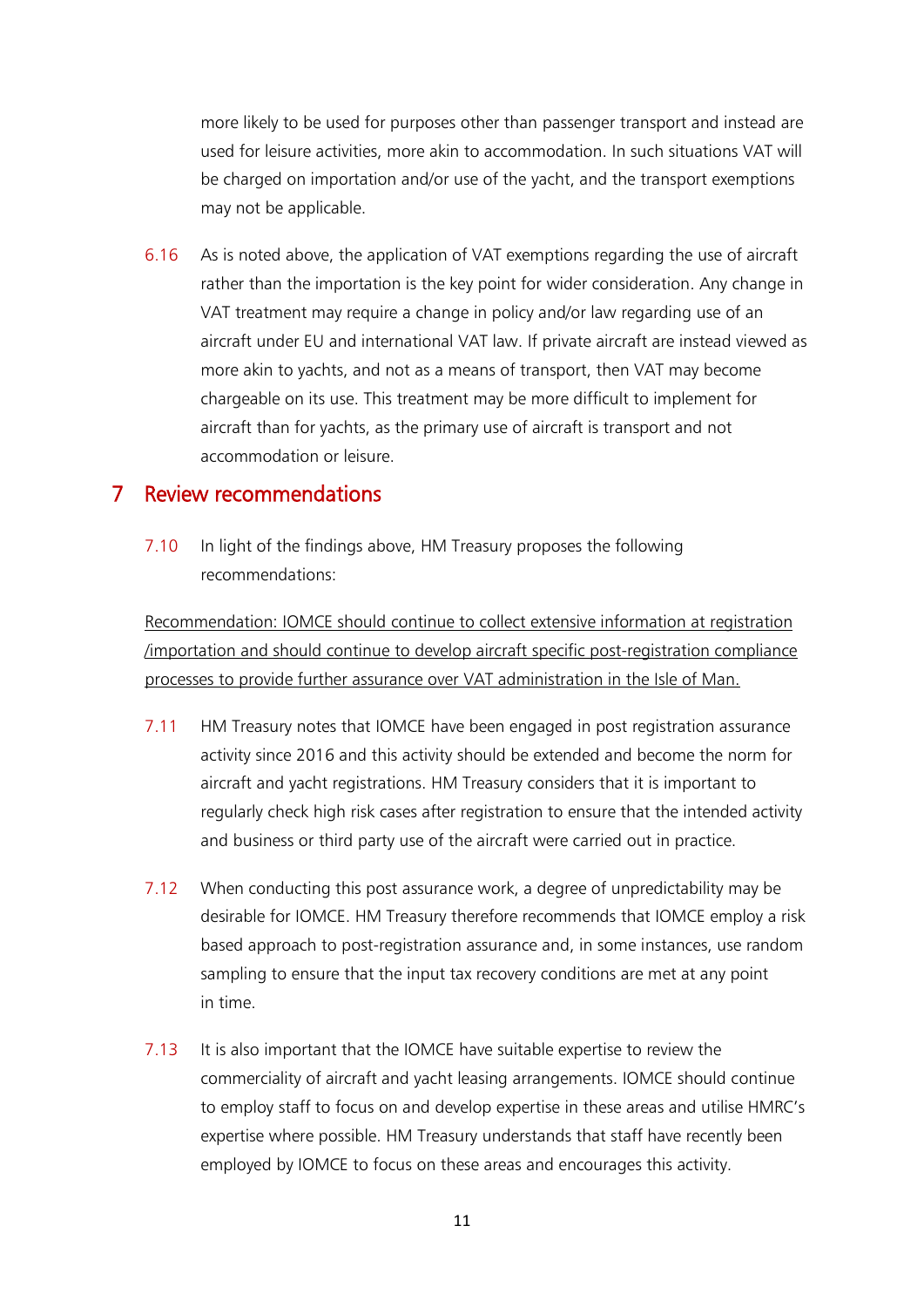more likely to be used for purposes other than passenger transport and instead are used for leisure activities, more akin to accommodation. In such situations VAT will be charged on importation and/or use of the yacht, and the transport exemptions may not be applicable.

6.16 As is noted above, the application of VAT exemptions regarding the use of aircraft rather than the importation is the key point for wider consideration. Any change in VAT treatment may require a change in policy and/or law regarding use of an aircraft under EU and international VAT law. If private aircraft are instead viewed as more akin to yachts, and not as a means of transport, then VAT may become chargeable on its use. This treatment may be more difficult to implement for aircraft than for yachts, as the primary use of aircraft is transport and not accommodation or leisure.

# 7 Review recommendations

7.10 In light of the findings above, HM Treasury proposes the following recommendations:

<u>Recommendation: IOMCE should continue to collect extensive information at registration /importation and should continue to develop aircraft specific post-registration compliance processes to provide further assurance over VAT administration in the Isle of Man.</u>

7.11 HM Treasury notes that IOMCE have been engaged in post registration assurance activity since 2016 and this activity should be extended and become the norm for aircraft and yacht registrations. HM Treasury considers that it is important to regularly check high risk cases after registration to ensure that the intended activity and business or third party use of the aircraft were carried out in practice.

7.12 When conducting this post assurance work, a degree of unpredictability may be desirable for IOMCE. HM Treasury therefore recommends that IOMCE employ a risk based approach to post-registration assurance and, in some instances, use random sampling to ensure that the input tax recovery conditions are met at any point in time.

7.13 It is also important that the IOMCE have suitable expertise to review the commerciality of aircraft and yacht leasing arrangements. IOMCE should continue to employ staff to focus on and develop expertise in these areas and utilise HMRC's expertise where possible. HM Treasury understands that staff have recently been employed by IOMCE to focus on these areas and encourages this activity.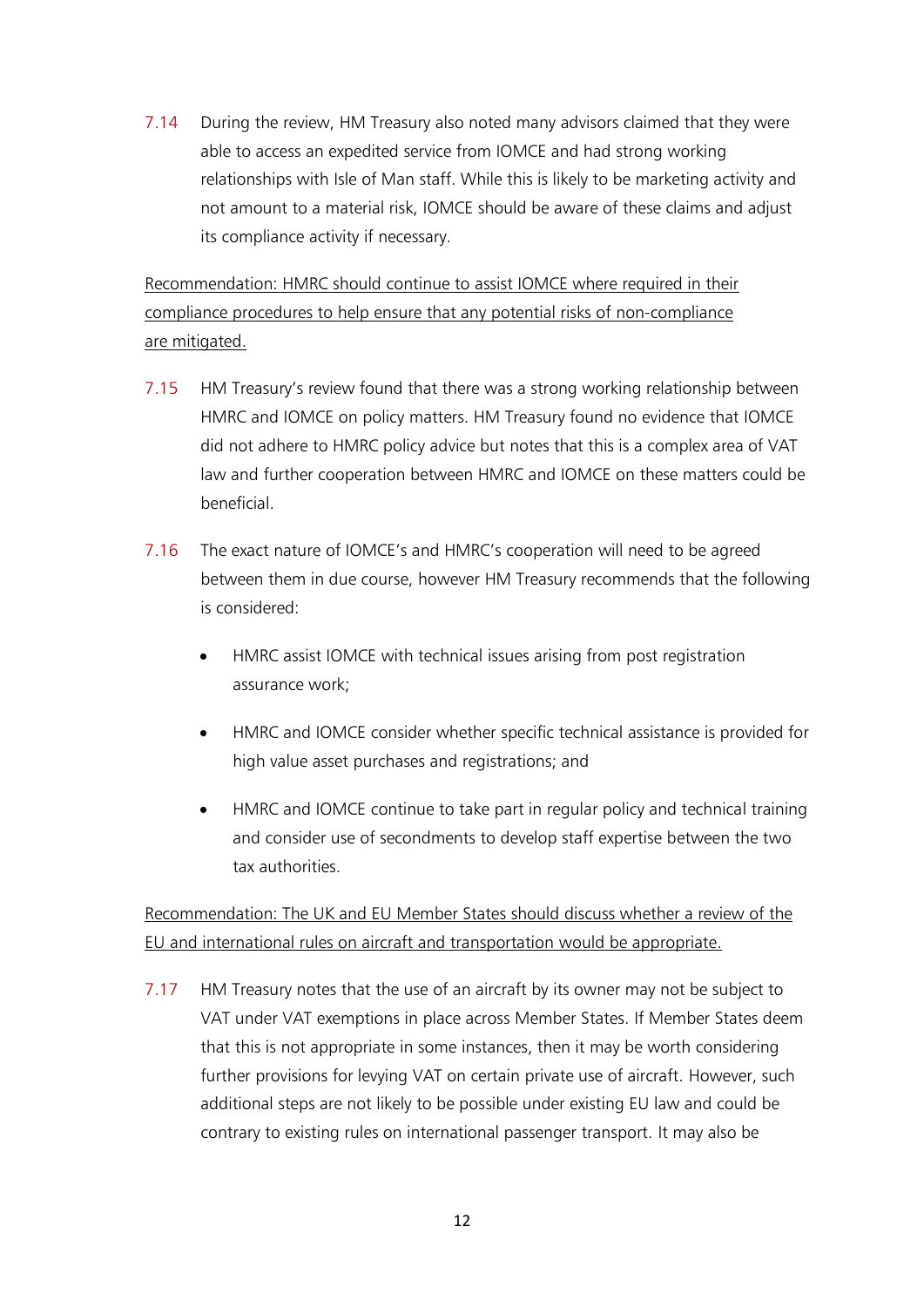7.14 During the review, HM Treasury also noted many advisors claimed that they were able to access an expedited service from IOMCE and had strong working relationships with Isle of Man staff. While this is likely to be marketing activity and not amount to a material risk, IOMCE should be aware of these claims and adjust its compliance activity if necessary.

<u>Recommendation: HMRC should continue to assist IOMCE where required in their compliance procedures to help ensure that any potential risks of non-compliance are mitigated.</u>

7.15 HM Treasury's review found that there was a strong working relationship between HMRC and IOMCE on policy matters. HM Treasury found no evidence that IOMCE did not adhere to HMRC policy advice but notes that this is a complex area of VAT law and further cooperation between HMRC and IOMCE on these matters could be beneficial.

7.16 The exact nature of IOMCE's and HMRC's cooperation will need to be agreed between them in due course, however HM Treasury recommends that the following is considered:

- HMRC assist IOMCE with technical issues arising from post registration assurance work;
- HMRC and IOMCE consider whether specific technical assistance is provided for high value asset purchases and registrations; and
- HMRC and IOMCE continue to take part in regular policy and technical training and consider use of secondments to develop staff expertise between the two tax authorities.

<u>Recommendation: The UK and EU Member States should discuss whether a review of the EU and international rules on aircraft and transportation would be appropriate.</u>

7.17 HM Treasury notes that the use of an aircraft by its owner may not be subject to VAT under VAT exemptions in place across Member States. If Member States deem that this is not appropriate in some instances, then it may be worth considering further provisions for levying VAT on certain private use of aircraft. However, such additional steps are not likely to be possible under existing EU law and could be contrary to existing rules on international passenger transport. It may also be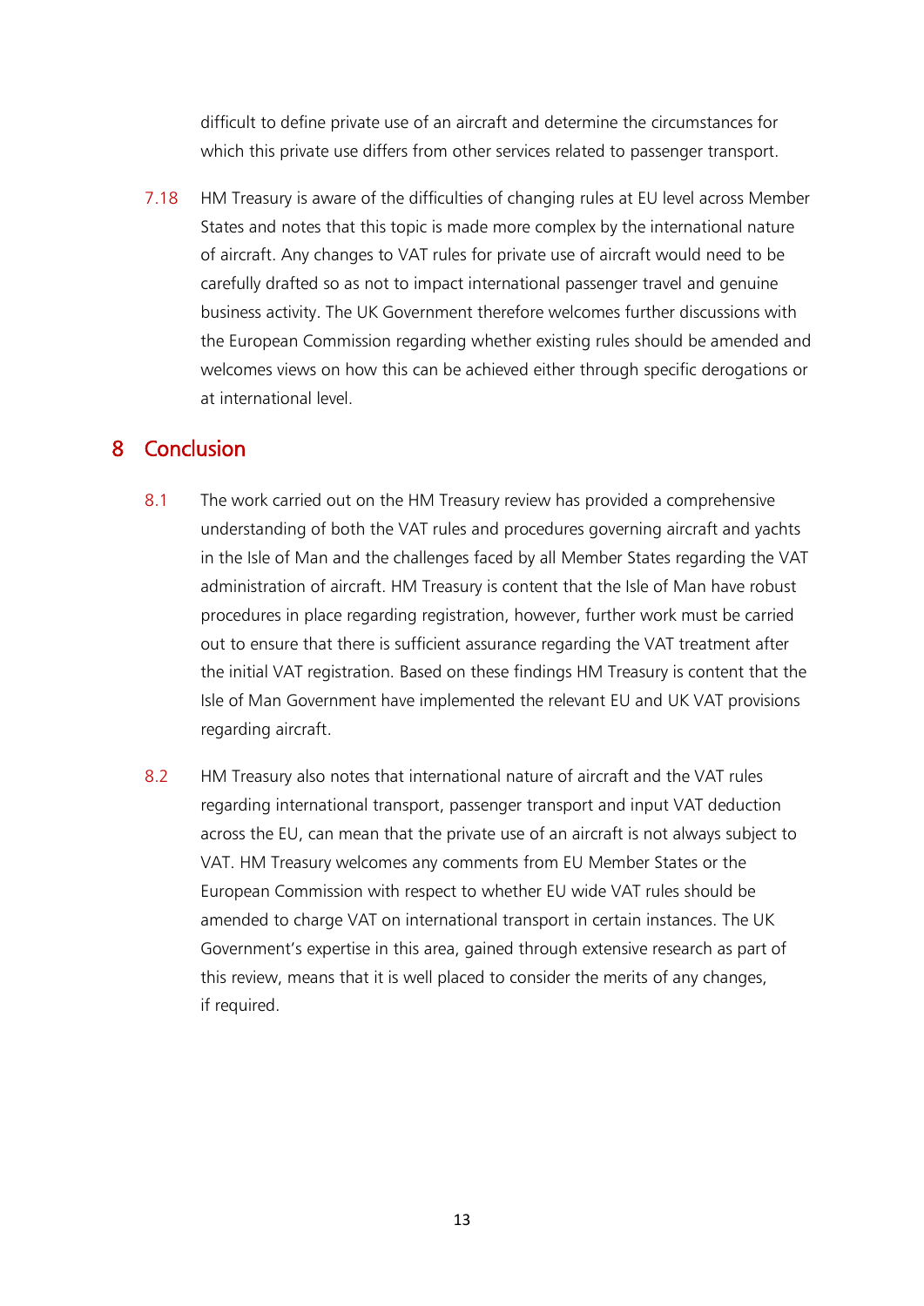difficult to define private use of an aircraft and determine the circumstances for which this private use differs from other services related to passenger transport.

7.18 HM Treasury is aware of the difficulties of changing rules at EU level across Member States and notes that this topic is made more complex by the international nature of aircraft. Any changes to VAT rules for private use of aircraft would need to be carefully drafted so as not to impact international passenger travel and genuine business activity. The UK Government therefore welcomes further discussions with the European Commission regarding whether existing rules should be amended and welcomes views on how this can be achieved either through specific derogations or at international level.

## 8 Conclusion

8.1 The work carried out on the HM Treasury review has provided a comprehensive understanding of both the VAT rules and procedures governing aircraft and yachts in the Isle of Man and the challenges faced by all Member States regarding the VAT administration of aircraft. HM Treasury is content that the Isle of Man have robust procedures in place regarding registration, however, further work must be carried out to ensure that there is sufficient assurance regarding the VAT treatment after the initial VAT registration. Based on these findings HM Treasury is content that the Isle of Man Government have implemented the relevant EU and UK VAT provisions regarding aircraft.

8.2 HM Treasury also notes that international nature of aircraft and the VAT rules regarding international transport, passenger transport and input VAT deduction across the EU, can mean that the private use of an aircraft is not always subject to VAT. HM Treasury welcomes any comments from EU Member States or the European Commission with respect to whether EU wide VAT rules should be amended to charge VAT on international transport in certain instances. The UK Government's expertise in this area, gained through extensive research as part of this review, means that it is well placed to consider the merits of any changes, if required.